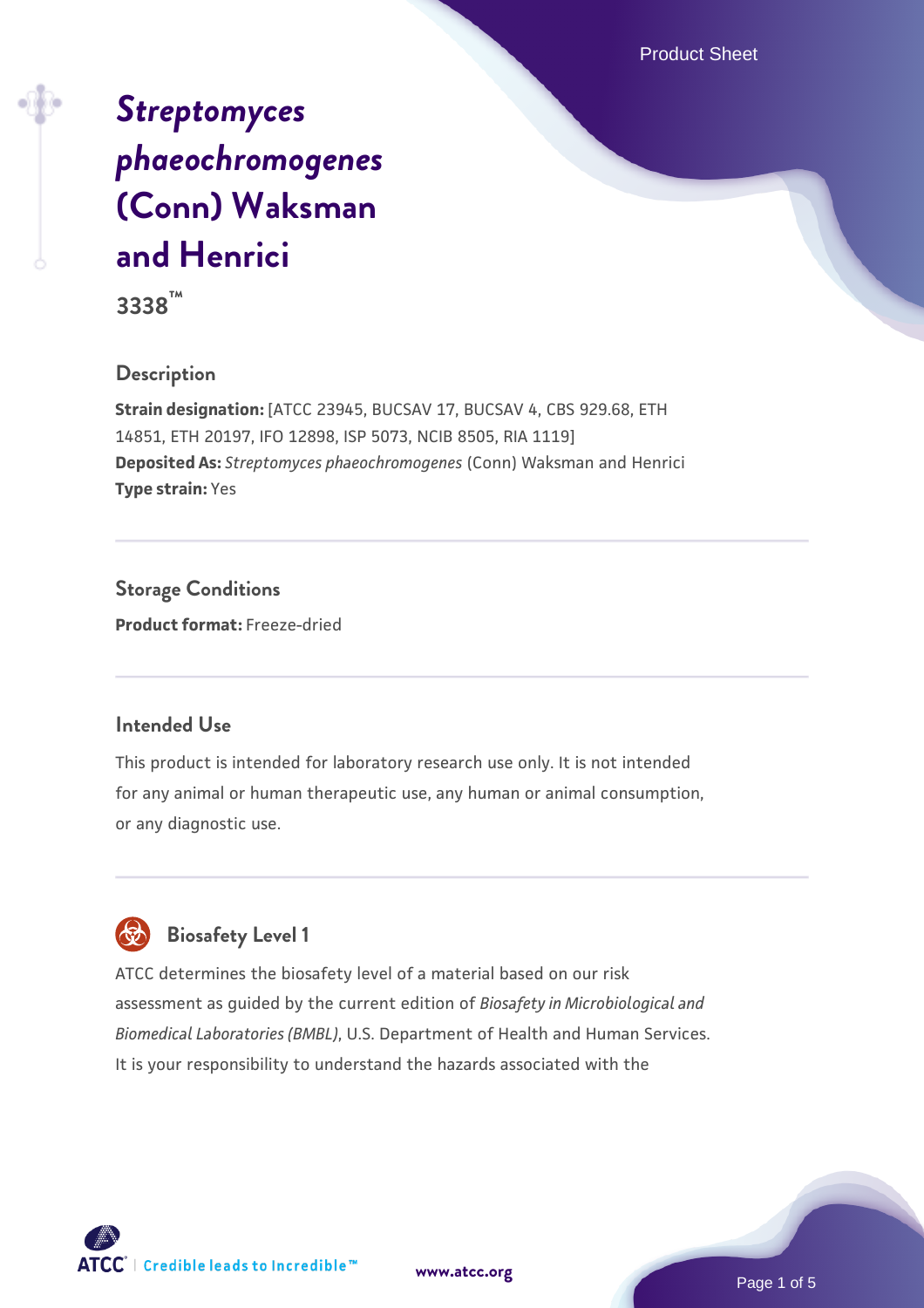# *Streptomyces phaeochromogenes* (Conn) Waksman and Henrici

**3338™**

## Description

**Strain designation:** [ATCC 23945, BUCSAV 17, BUCSAV 4, CBS 929.68, ETH 14851, ETH 20197, IFO 12898, ISP 5073, NCIB 8505, RIA 1119]
**Deposited As:** *Streptomyces phaeochromogenes* (Conn) Waksman and Henrici
**Type strain:** Yes

## Storage Conditions

**Product format:** Freeze-dried

## Intended Use

This product is intended for laboratory research use only. It is not intended for any animal or human therapeutic use, any human or animal consumption, or any diagnostic use.

## Biosafety Level 1

ATCC determines the biosafety level of a material based on our risk assessment as guided by the current edition of *Biosafety in Microbiological and Biomedical Laboratories (BMBL)*, U.S. Department of Health and Human Services. It is your responsibility to understand the hazards associated with the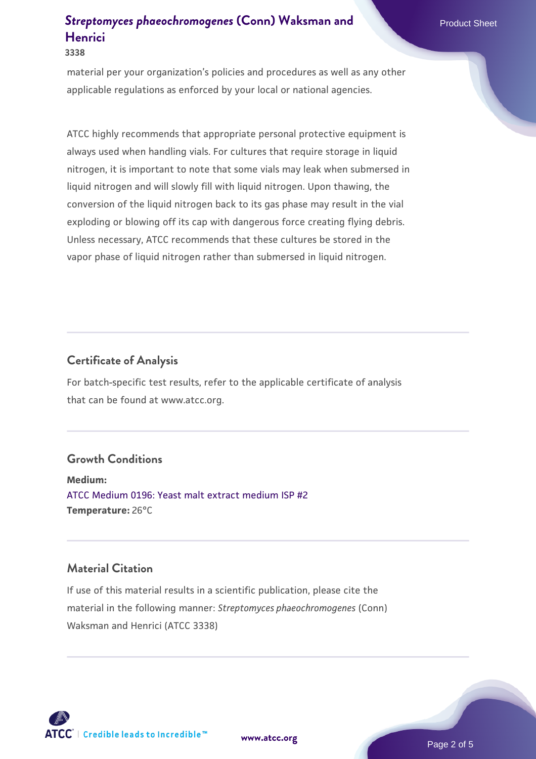material per your organization's policies and procedures as well as any other applicable regulations as enforced by your local or national agencies.

ATCC highly recommends that appropriate personal protective equipment is always used when handling vials. For cultures that require storage in liquid nitrogen, it is important to note that some vials may leak when submersed in liquid nitrogen and will slowly fill with liquid nitrogen. Upon thawing, the conversion of the liquid nitrogen back to its gas phase may result in the vial exploding or blowing off its cap with dangerous force creating flying debris. Unless necessary, ATCC recommends that these cultures be stored in the vapor phase of liquid nitrogen rather than submersed in liquid nitrogen.

## Certificate of Analysis

For batch-specific test results, refer to the applicable certificate of analysis that can be found at www.atcc.org.

## Growth Conditions

**Medium:**
ATCC Medium 0196: Yeast malt extract medium ISP #2
**Temperature:** 26°C

## Material Citation

If use of this material results in a scientific publication, please cite the material in the following manner: *Streptomyces phaeochromogenes* (Conn) Waksman and Henrici (ATCC 3338)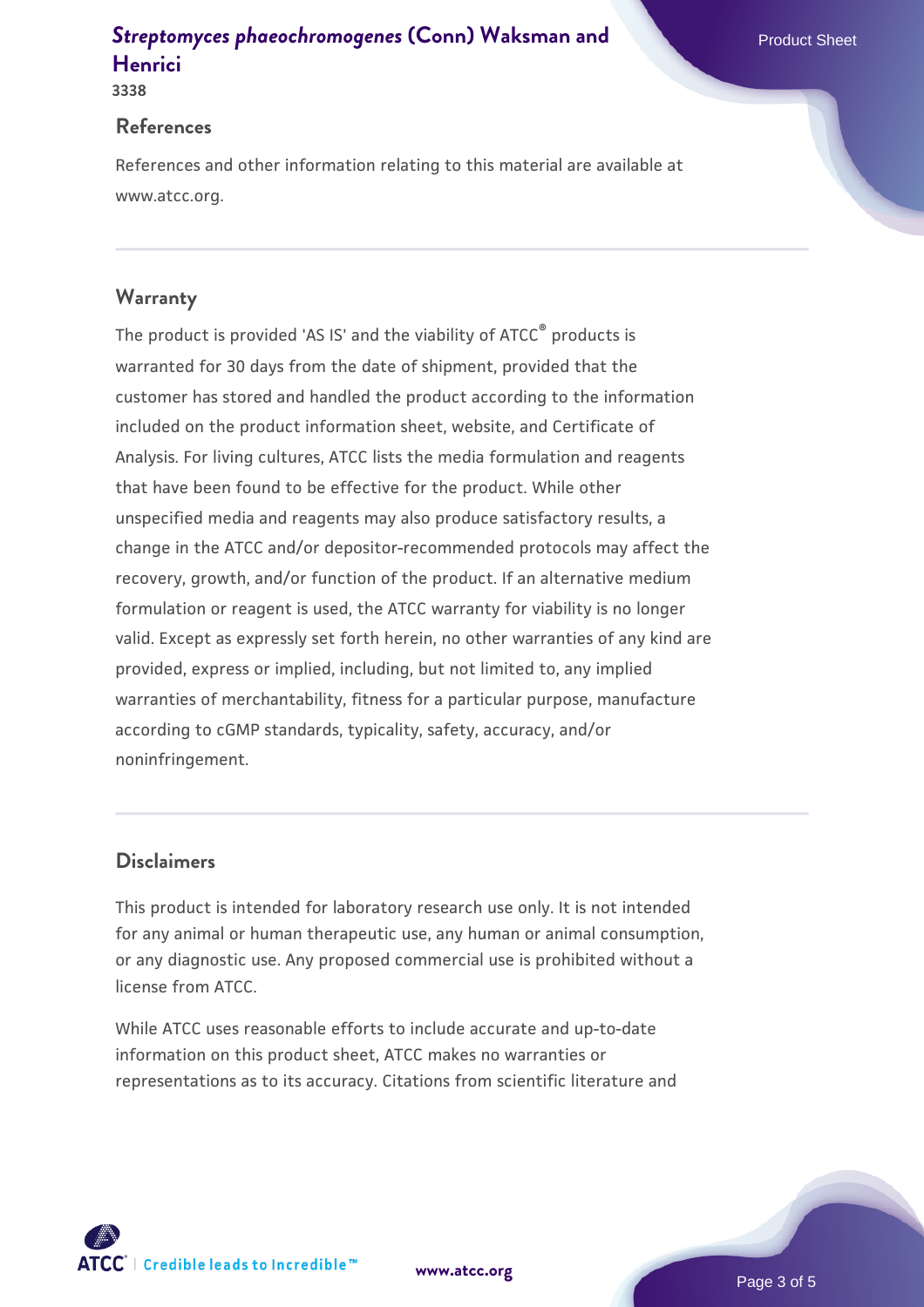## References

References and other information relating to this material are available at www.atcc.org.

## Warranty

The product is provided 'AS IS' and the viability of ATCC® products is warranted for 30 days from the date of shipment, provided that the customer has stored and handled the product according to the information included on the product information sheet, website, and Certificate of Analysis. For living cultures, ATCC lists the media formulation and reagents that have been found to be effective for the product. While other unspecified media and reagents may also produce satisfactory results, a change in the ATCC and/or depositor-recommended protocols may affect the recovery, growth, and/or function of the product. If an alternative medium formulation or reagent is used, the ATCC warranty for viability is no longer valid. Except as expressly set forth herein, no other warranties of any kind are provided, express or implied, including, but not limited to, any implied warranties of merchantability, fitness for a particular purpose, manufacture according to cGMP standards, typicality, safety, accuracy, and/or noninfringement.

## Disclaimers

This product is intended for laboratory research use only. It is not intended for any animal or human therapeutic use, any human or animal consumption, or any diagnostic use. Any proposed commercial use is prohibited without a license from ATCC.

While ATCC uses reasonable efforts to include accurate and up-to-date information on this product sheet, ATCC makes no warranties or representations as to its accuracy. Citations from scientific literature and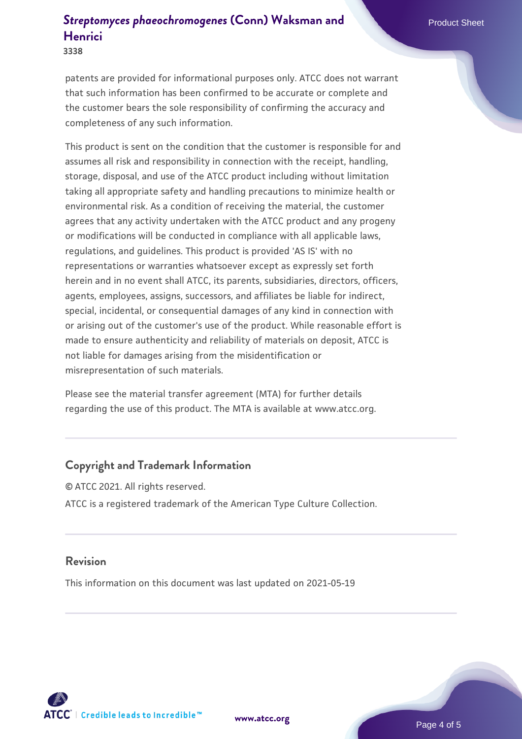patents are provided for informational purposes only. ATCC does not warrant that such information has been confirmed to be accurate or complete and the customer bears the sole responsibility of confirming the accuracy and completeness of any such information.

This product is sent on the condition that the customer is responsible for and assumes all risk and responsibility in connection with the receipt, handling, storage, disposal, and use of the ATCC product including without limitation taking all appropriate safety and handling precautions to minimize health or environmental risk. As a condition of receiving the material, the customer agrees that any activity undertaken with the ATCC product and any progeny or modifications will be conducted in compliance with all applicable laws, regulations, and guidelines. This product is provided 'AS IS' with no representations or warranties whatsoever except as expressly set forth herein and in no event shall ATCC, its parents, subsidiaries, directors, officers, agents, employees, assigns, successors, and affiliates be liable for indirect, special, incidental, or consequential damages of any kind in connection with or arising out of the customer's use of the product. While reasonable effort is made to ensure authenticity and reliability of materials on deposit, ATCC is not liable for damages arising from the misidentification or misrepresentation of such materials.

Please see the material transfer agreement (MTA) for further details regarding the use of this product. The MTA is available at www.atcc.org.

## Copyright and Trademark Information

© ATCC 2021. All rights reserved.

ATCC is a registered trademark of the American Type Culture Collection.

## Revision

This information on this document was last updated on 2021-05-19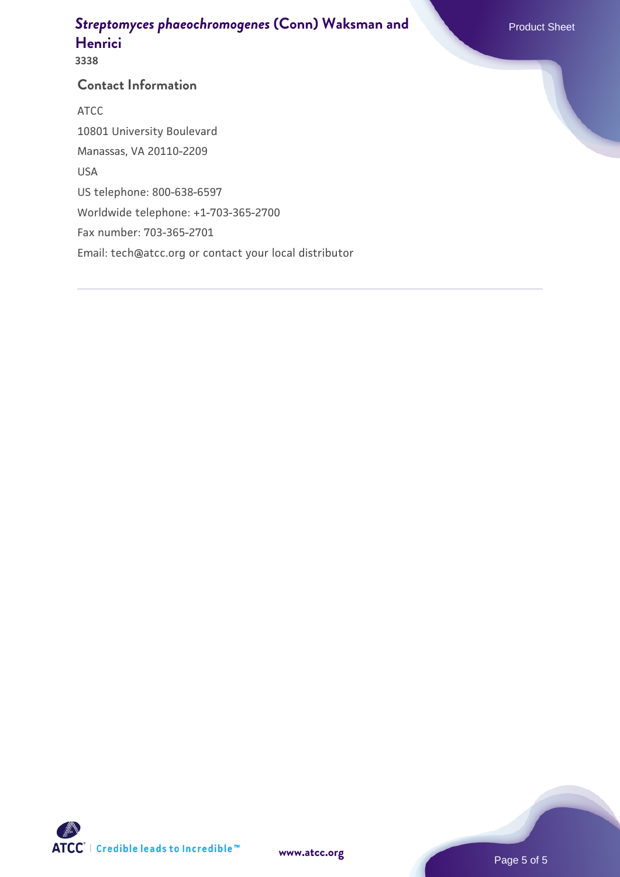## Contact Information

ATCC

10801 University Boulevard

Manassas, VA 20110-2209

USA

US telephone: 800-638-6597

Worldwide telephone: +1-703-365-2700

Fax number: 703-365-2701

Email: tech@atcc.org or contact your local distributor